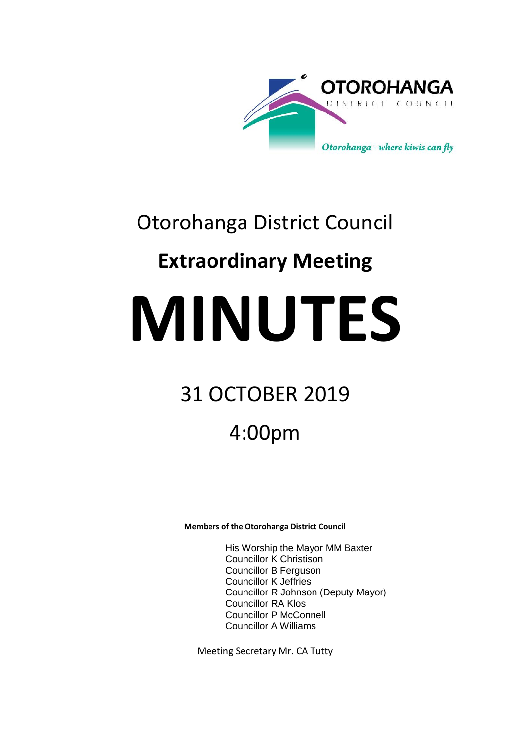OTOROHANGA
DISTRICT COUNCIL

*Otorohanga - where kiwis can fly*

# Otorohanga District Council

## Extraordinary Meeting

# MINUTES

## 31 OCTOBER 2019

## 4:00pm

**Members of the Otorohanga District Council**

His Worship the Mayor MM Baxter
Councillor K Christison
Councillor B Ferguson
Councillor K Jeffries
Councillor R Johnson (Deputy Mayor)
Councillor RA Klos
Councillor P McConnell
Councillor A Williams

Meeting Secretary Mr. CA Tutty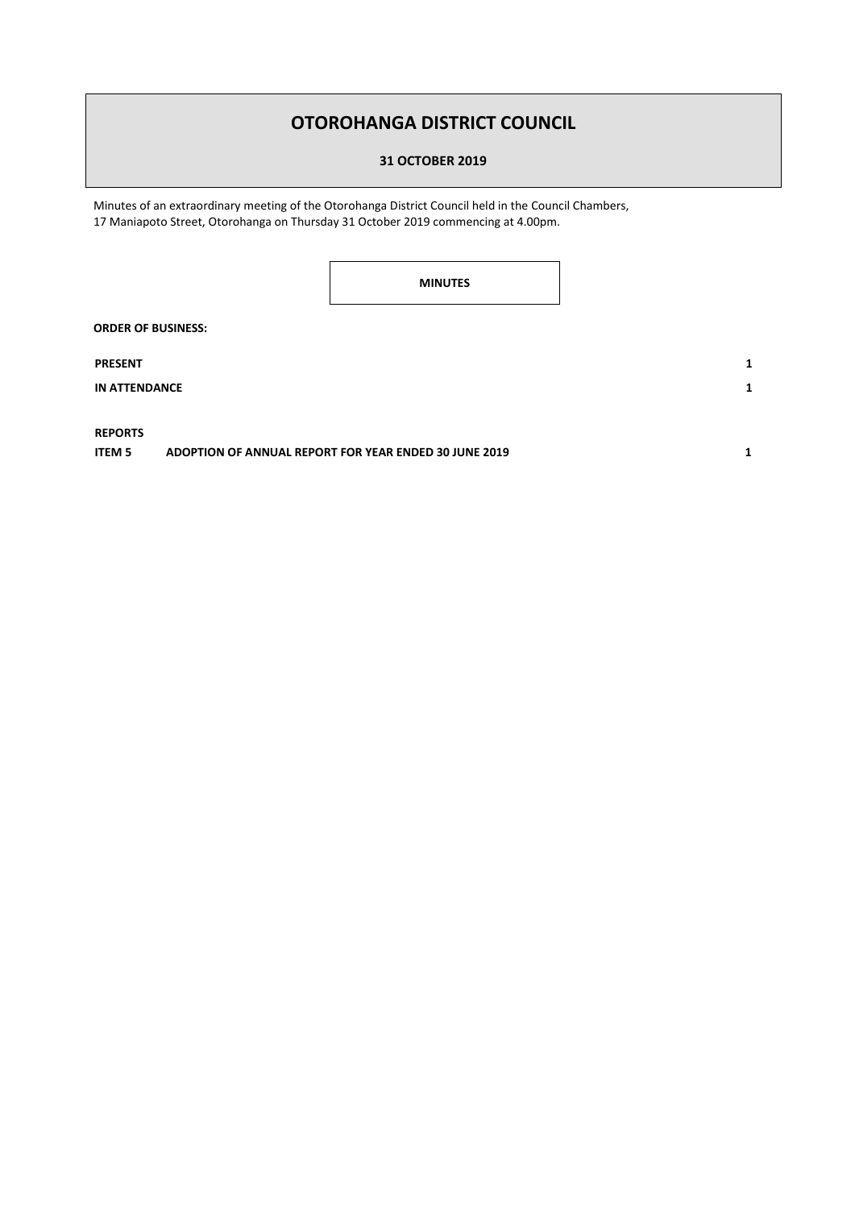# OTOROHANGA DISTRICT COUNCIL

**31 OCTOBER 2019**

Minutes of an extraordinary meeting of the Otorohanga District Council held in the Council Chambers, 17 Maniapoto Street, Otorohanga on Thursday 31 October 2019 commencing at 4.00pm.

**MINUTES**

**ORDER OF BUSINESS:**

| | | |
|---|---|---|
| **PRESENT** | | **1** |
| **IN ATTENDANCE** | | **1** |
| **REPORTS** | | |
| **ITEM 5** | **ADOPTION OF ANNUAL REPORT FOR YEAR ENDED 30 JUNE 2019** | **1** |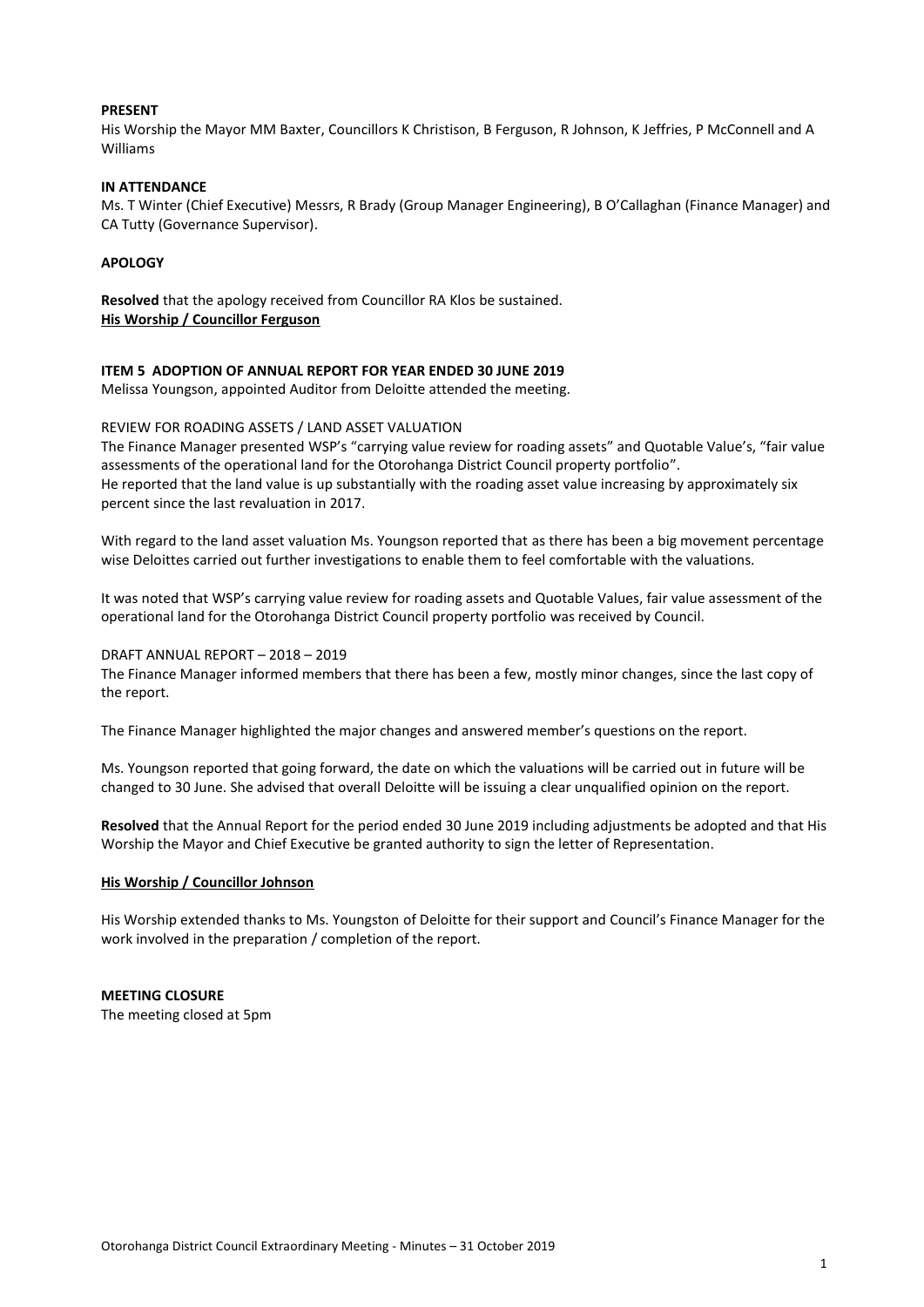**PRESENT**

His Worship the Mayor MM Baxter, Councillors K Christison, B Ferguson, R Johnson, K Jeffries, P McConnell and A Williams

**IN ATTENDANCE**

Ms. T Winter (Chief Executive) Messrs, R Brady (Group Manager Engineering), B O'Callaghan (Finance Manager) and CA Tutty (Governance Supervisor).

**APOLOGY**

**Resolved** that the apology received from Councillor RA Klos be sustained.
**His Worship / Councillor Ferguson**

**ITEM 5 ADOPTION OF ANNUAL REPORT FOR YEAR ENDED 30 JUNE 2019**

Melissa Youngson, appointed Auditor from Deloitte attended the meeting.

REVIEW FOR ROADING ASSETS / LAND ASSET VALUATION

The Finance Manager presented WSP's "carrying value review for roading assets" and Quotable Value's, "fair value assessments of the operational land for the Otorohanga District Council property portfolio".
He reported that the land value is up substantially with the roading asset value increasing by approximately six percent since the last revaluation in 2017.

With regard to the land asset valuation Ms. Youngson reported that as there has been a big movement percentage wise Deloittes carried out further investigations to enable them to feel comfortable with the valuations.

It was noted that WSP's carrying value review for roading assets and Quotable Values, fair value assessment of the operational land for the Otorohanga District Council property portfolio was received by Council.

DRAFT ANNUAL REPORT – 2018 – 2019

The Finance Manager informed members that there has been a few, mostly minor changes, since the last copy of the report.

The Finance Manager highlighted the major changes and answered member's questions on the report.

Ms. Youngson reported that going forward, the date on which the valuations will be carried out in future will be changed to 30 June. She advised that overall Deloitte will be issuing a clear unqualified opinion on the report.

**Resolved** that the Annual Report for the period ended 30 June 2019 including adjustments be adopted and that His Worship the Mayor and Chief Executive be granted authority to sign the letter of Representation.

**His Worship / Councillor Johnson**

His Worship extended thanks to Ms. Youngston of Deloitte for their support and Council's Finance Manager for the work involved in the preparation / completion of the report.

**MEETING CLOSURE**

The meeting closed at 5pm